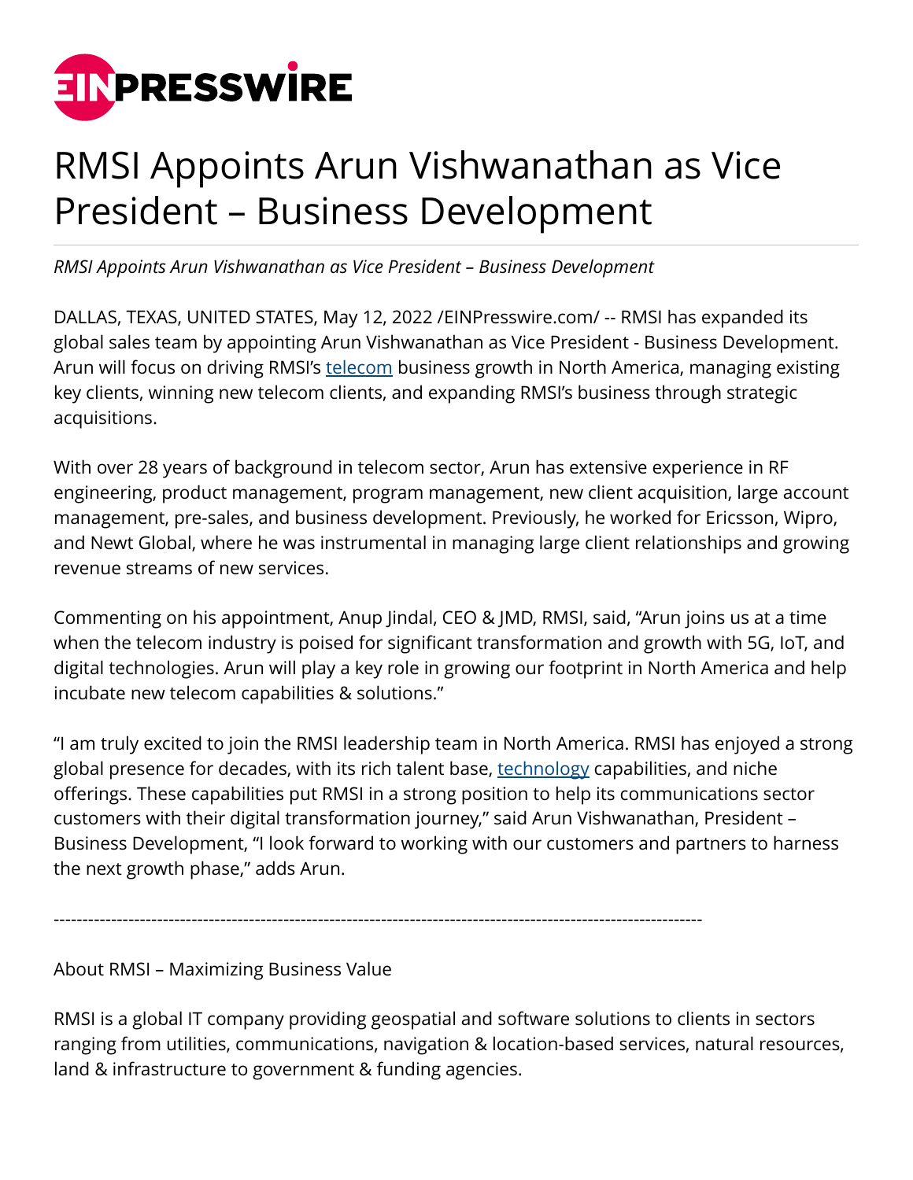# RMSI Appoints Arun Vishwanathan as Vice President – Business Development

*RMSI Appoints Arun Vishwanathan as Vice President – Business Development*

DALLAS, TEXAS, UNITED STATES, May 12, 2022 /EINPresswire.com/ -- RMSI has expanded its global sales team by appointing Arun Vishwanathan as Vice President - Business Development. Arun will focus on driving RMSI's telecom business growth in North America, managing existing key clients, winning new telecom clients, and expanding RMSI's business through strategic acquisitions.

With over 28 years of background in telecom sector, Arun has extensive experience in RF engineering, product management, program management, new client acquisition, large account management, pre-sales, and business development. Previously, he worked for Ericsson, Wipro, and Newt Global, where he was instrumental in managing large client relationships and growing revenue streams of new services.

Commenting on his appointment, Anup Jindal, CEO & JMD, RMSI, said, "Arun joins us at a time when the telecom industry is poised for significant transformation and growth with 5G, IoT, and digital technologies. Arun will play a key role in growing our footprint in North America and help incubate new telecom capabilities & solutions."

"I am truly excited to join the RMSI leadership team in North America. RMSI has enjoyed a strong global presence for decades, with its rich talent base, technology capabilities, and niche offerings. These capabilities put RMSI in a strong position to help its communications sector customers with their digital transformation journey," said Arun Vishwanathan, President – Business Development, "I look forward to working with our customers and partners to harness the next growth phase," adds Arun.

---

About RMSI – Maximizing Business Value

RMSI is a global IT company providing geospatial and software solutions to clients in sectors ranging from utilities, communications, navigation & location-based services, natural resources, land & infrastructure to government & funding agencies.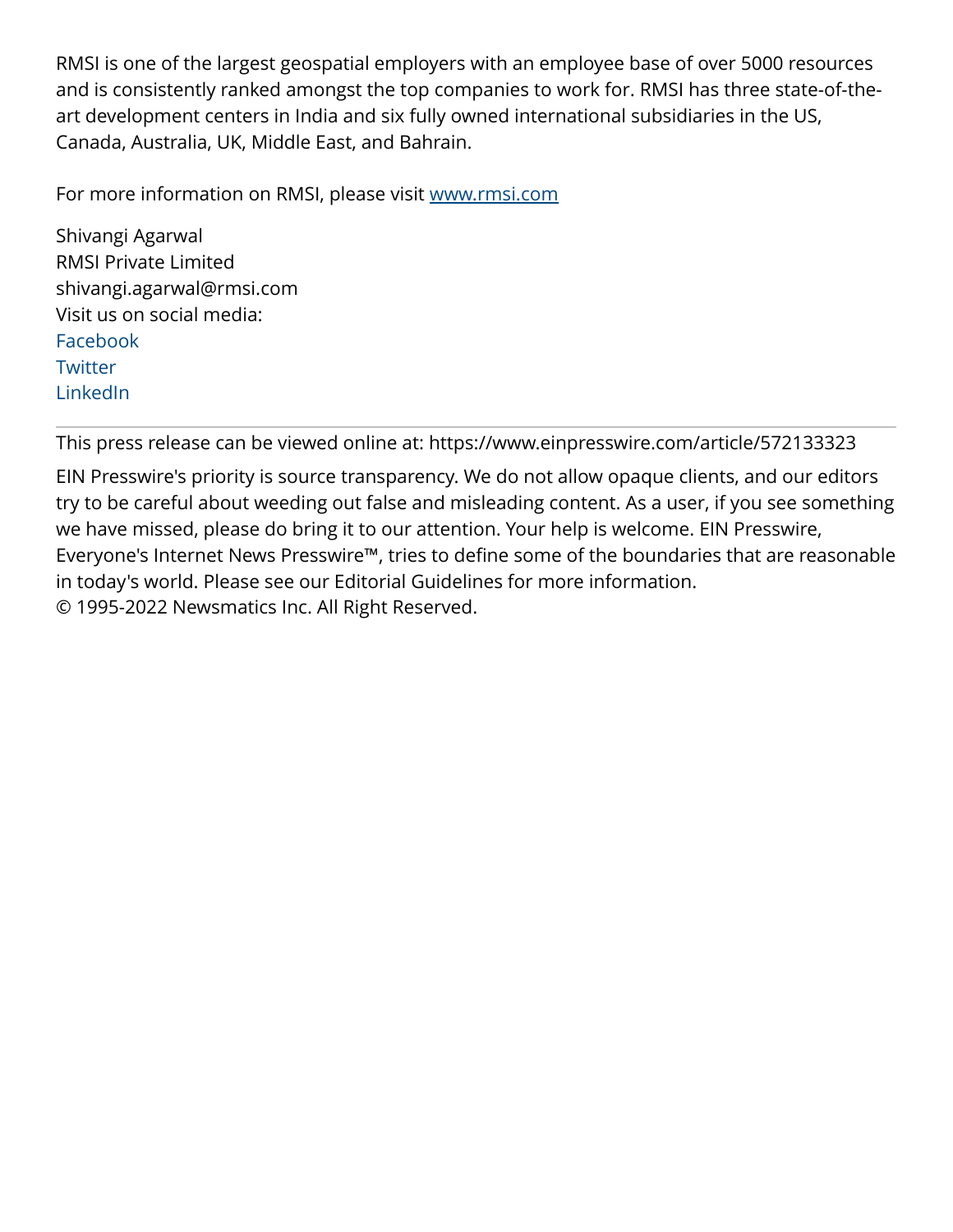RMSI is one of the largest geospatial employers with an employee base of over 5000 resources and is consistently ranked amongst the top companies to work for. RMSI has three state-of-the-art development centers in India and six fully owned international subsidiaries in the US, Canada, Australia, UK, Middle East, and Bahrain.

For more information on RMSI, please visit [www.rmsi.com](www.rmsi.com)

Shivangi Agarwal
RMSI Private Limited
shivangi.agarwal@rmsi.com
Visit us on social media:
Facebook
Twitter
LinkedIn

---

This press release can be viewed online at: https://www.einpresswire.com/article/572133323

EIN Presswire's priority is source transparency. We do not allow opaque clients, and our editors try to be careful about weeding out false and misleading content. As a user, if you see something we have missed, please do bring it to our attention. Your help is welcome. EIN Presswire, Everyone's Internet News Presswire™, tries to define some of the boundaries that are reasonable in today's world. Please see our Editorial Guidelines for more information.
© 1995-2022 Newsmatics Inc. All Right Reserved.